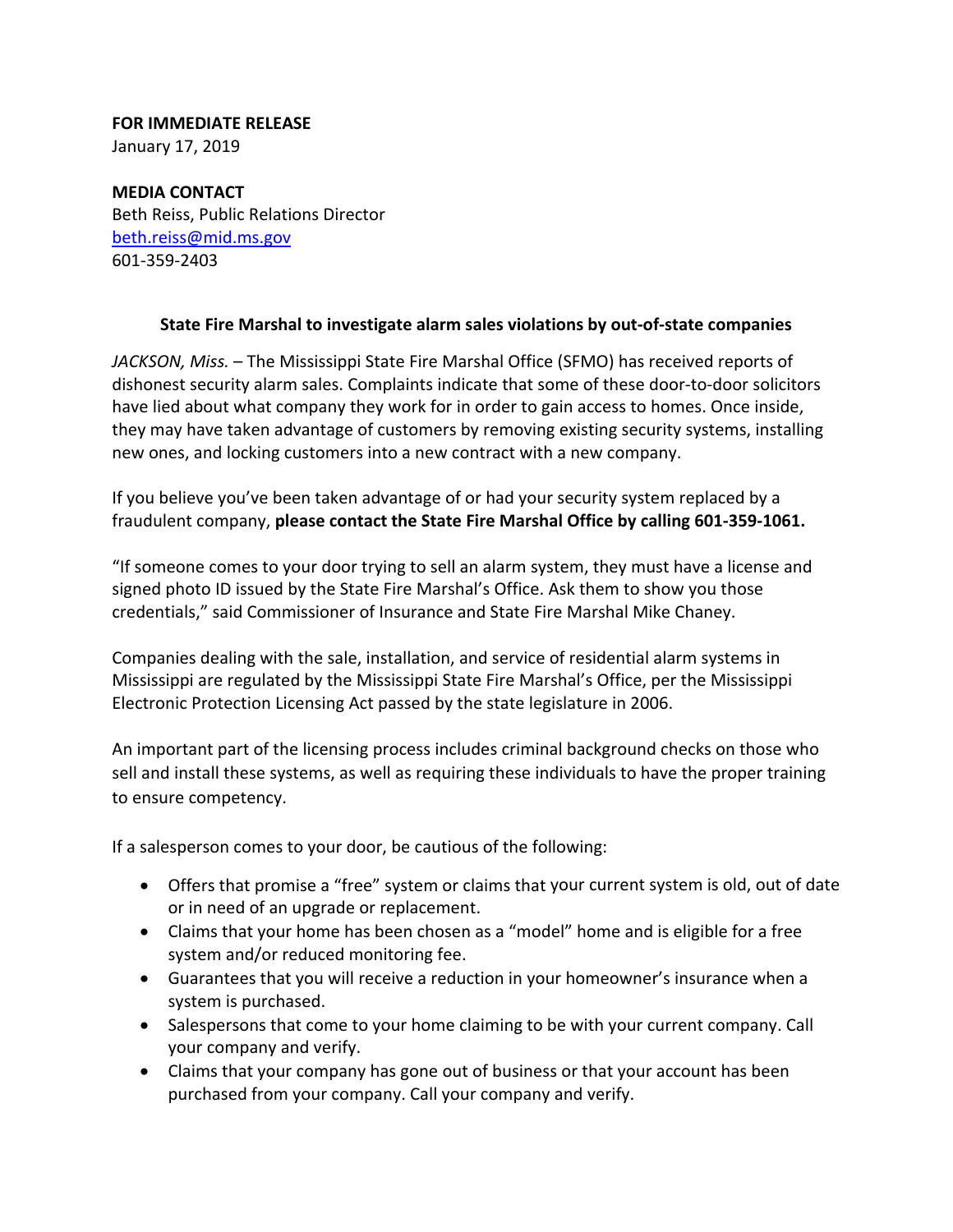**FOR IMMEDIATE RELEASE**
January 17, 2019

**MEDIA CONTACT**
Beth Reiss, Public Relations Director
beth.reiss@mid.ms.gov
601-359-2403

## State Fire Marshal to investigate alarm sales violations by out-of-state companies

*JACKSON, Miss.* – The Mississippi State Fire Marshal Office (SFMO) has received reports of dishonest security alarm sales. Complaints indicate that some of these door-to-door solicitors have lied about what company they work for in order to gain access to homes. Once inside, they may have taken advantage of customers by removing existing security systems, installing new ones, and locking customers into a new contract with a new company.

If you believe you've been taken advantage of or had your security system replaced by a fraudulent company, **please contact the State Fire Marshal Office by calling 601-359-1061.**

"If someone comes to your door trying to sell an alarm system, they must have a license and signed photo ID issued by the State Fire Marshal's Office. Ask them to show you those credentials," said Commissioner of Insurance and State Fire Marshal Mike Chaney.

Companies dealing with the sale, installation, and service of residential alarm systems in Mississippi are regulated by the Mississippi State Fire Marshal's Office, per the Mississippi Electronic Protection Licensing Act passed by the state legislature in 2006.

An important part of the licensing process includes criminal background checks on those who sell and install these systems, as well as requiring these individuals to have the proper training to ensure competency.

If a salesperson comes to your door, be cautious of the following:

- Offers that promise a "free" system or claims that your current system is old, out of date or in need of an upgrade or replacement.
- Claims that your home has been chosen as a "model" home and is eligible for a free system and/or reduced monitoring fee.
- Guarantees that you will receive a reduction in your homeowner's insurance when a system is purchased.
- Salespersons that come to your home claiming to be with your current company. Call your company and verify.
- Claims that your company has gone out of business or that your account has been purchased from your company. Call your company and verify.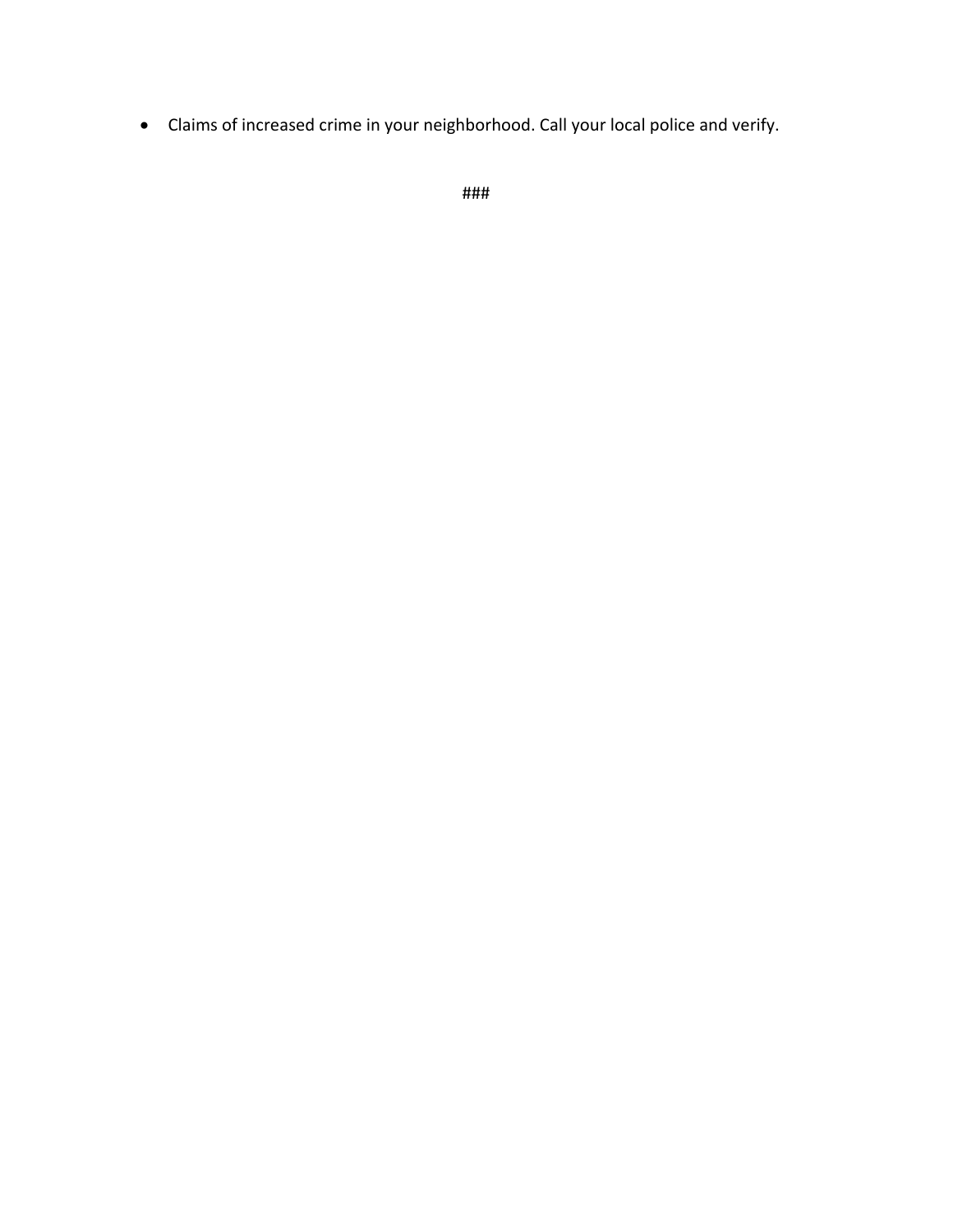- Claims of increased crime in your neighborhood. Call your local police and verify.

###